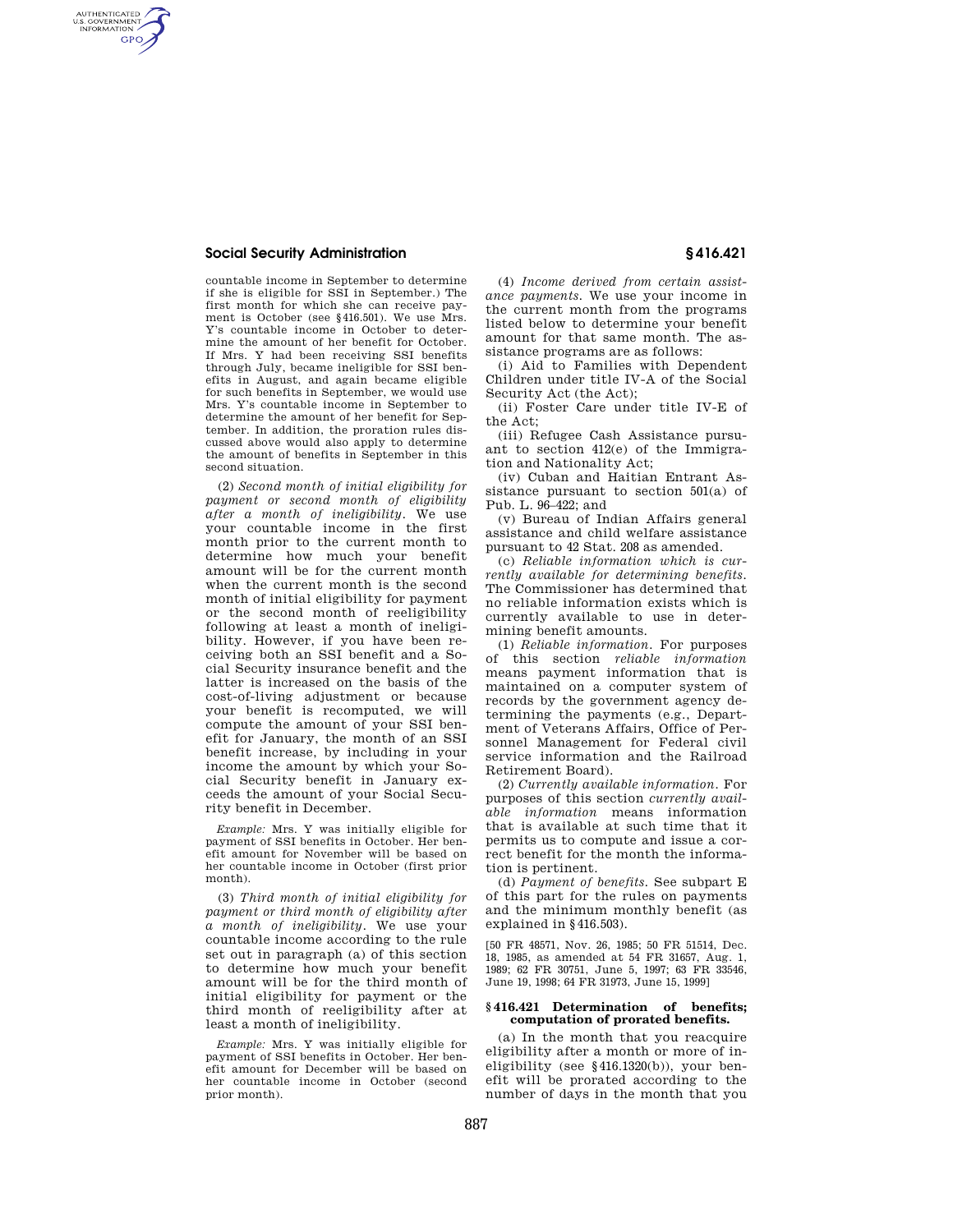countable income in September to determine if she is eligible for SSI in September.) The first month for which she can receive payment is October (see §416.501). We use Mrs. Y's countable income in October to determine the amount of her benefit for October. If Mrs. Y had been receiving SSI benefits through July, became ineligible for SSI benefits in August, and again became eligible for such benefits in September, we would use Mrs. Y's countable income in September to determine the amount of her benefit for September. In addition, the proration rules discussed above would also apply to determine the amount of benefits in September in this second situation.

(2) *Second month of initial eligibility for payment or second month of eligibility after a month of ineligibility.* We use your countable income in the first month prior to the current month to determine how much your benefit amount will be for the current month when the current month is the second month of initial eligibility for payment or the second month of reeligibility following at least a month of ineligibility. However, if you have been receiving both an SSI benefit and a Social Security insurance benefit and the latter is increased on the basis of the cost-of-living adjustment or because your benefit is recomputed, we will compute the amount of your SSI benefit for January, the month of an SSI benefit increase, by including in your income the amount by which your Social Security benefit in January exceeds the amount of your Social Security benefit in December.

*Example:* Mrs. Y was initially eligible for payment of SSI benefits in October. Her benefit amount for November will be based on her countable income in October (first prior month).

(3) *Third month of initial eligibility for payment or third month of eligibility after a month of ineligibility.* We use your countable income according to the rule set out in paragraph (a) of this section to determine how much your benefit amount will be for the third month of initial eligibility for payment or the third month of reeligibility after at least a month of ineligibility.

*Example:* Mrs. Y was initially eligible for payment of SSI benefits in October. Her benefit amount for December will be based on her countable income in October (second prior month).

(4) *Income derived from certain assistance payments.* We use your income in the current month from the programs listed below to determine your benefit amount for that same month. The assistance programs are as follows:

(i) Aid to Families with Dependent Children under title IV-A of the Social Security Act (the Act);

(ii) Foster Care under title IV-E of the Act;

(iii) Refugee Cash Assistance pursuant to section 412(e) of the Immigration and Nationality Act;

(iv) Cuban and Haitian Entrant Assistance pursuant to section 501(a) of Pub. L. 96–422; and

(v) Bureau of Indian Affairs general assistance and child welfare assistance pursuant to 42 Stat. 208 as amended.

(c) *Reliable information which is currently available for determining benefits.* The Commissioner has determined that no reliable information exists which is currently available to use in determining benefit amounts.

(1) *Reliable information.* For purposes of this section *reliable information* means payment information that is maintained on a computer system of records by the government agency determining the payments (e.g., Department of Veterans Affairs, Office of Personnel Management for Federal civil service information and the Railroad Retirement Board).

(2) *Currently available information.* For purposes of this section *currently available information* means information that is available at such time that it permits us to compute and issue a correct benefit for the month the information is pertinent.

(d) *Payment of benefits.* See subpart E of this part for the rules on payments and the minimum monthly benefit (as explained in §416.503).

[50 FR 48571, Nov. 26, 1985; 50 FR 51514, Dec. 18, 1985, as amended at 54 FR 31657, Aug. 1, 1989; 62 FR 30751, June 5, 1997; 63 FR 33546, June 19, 1998; 64 FR 31973, June 15, 1999]

### §416.421 Determination of benefits; computation of prorated benefits.

(a) In the month that you reacquire eligibility after a month or more of ineligibility (see §416.1320(b)), your benefit will be prorated according to the number of days in the month that you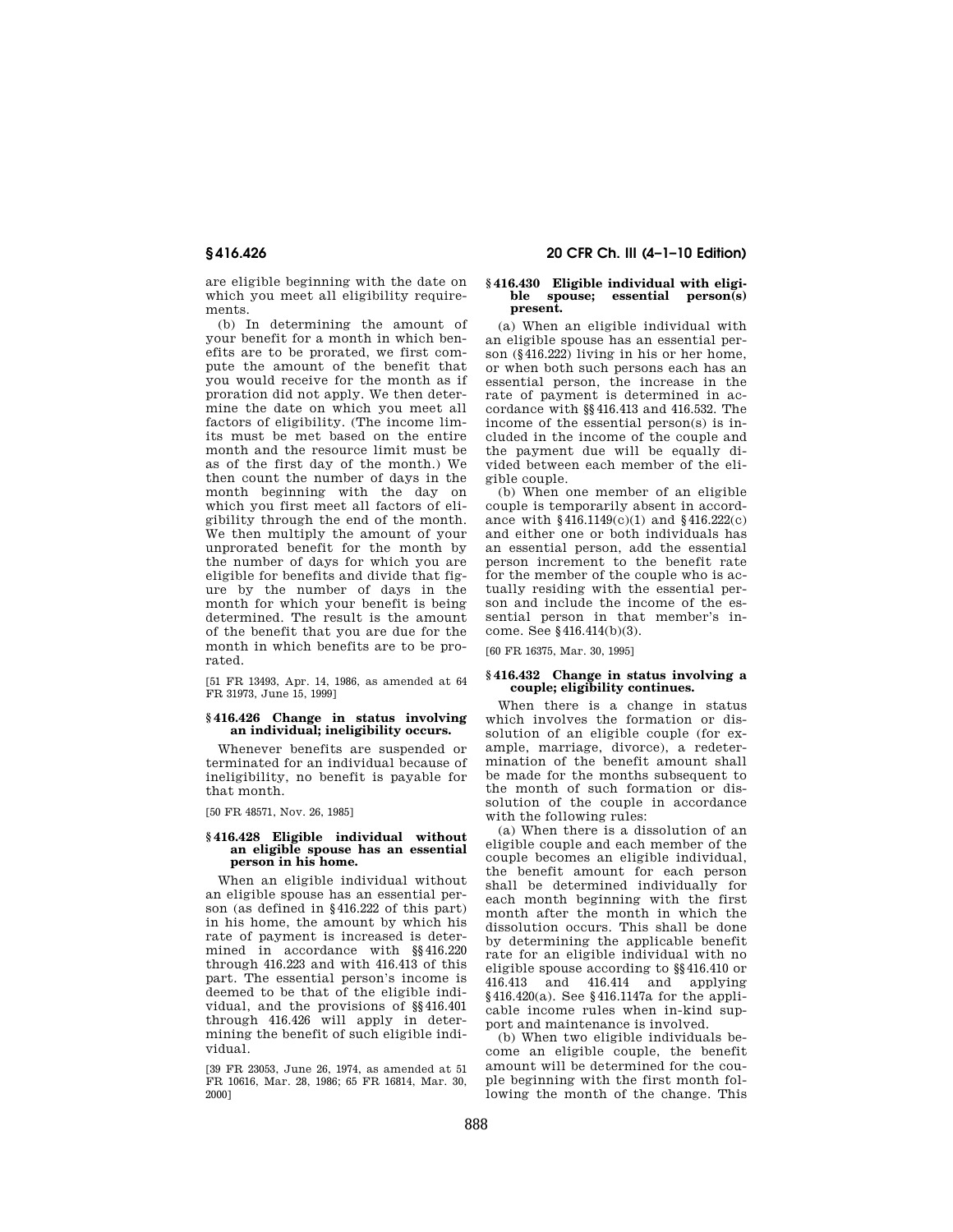are eligible beginning with the date on which you meet all eligibility requirements.

(b) In determining the amount of your benefit for a month in which benefits are to be prorated, we first compute the amount of the benefit that you would receive for the month as if proration did not apply. We then determine the date on which you meet all factors of eligibility. (The income limits must be met based on the entire month and the resource limit must be as of the first day of the month.) We then count the number of days in the month beginning with the day on which you first meet all factors of eligibility through the end of the month. We then multiply the amount of your unprorated benefit for the month by the number of days for which you are eligible for benefits and divide that figure by the number of days in the month for which your benefit is being determined. The result is the amount of the benefit that you are due for the month in which benefits are to be prorated.

[51 FR 13493, Apr. 14, 1986, as amended at 64 FR 31973, June 15, 1999]

### § 416.426 Change in status involving an individual; ineligibility occurs.

Whenever benefits are suspended or terminated for an individual because of ineligibility, no benefit is payable for that month.

[50 FR 48571, Nov. 26, 1985]

### § 416.428 Eligible individual without an eligible spouse has an essential person in his home.

When an eligible individual without an eligible spouse has an essential person (as defined in § 416.222 of this part) in his home, the amount by which his rate of payment is increased is determined in accordance with §§ 416.220 through 416.223 and with 416.413 of this part. The essential person's income is deemed to be that of the eligible individual, and the provisions of §§ 416.401 through 416.426 will apply in determining the benefit of such eligible individual.

[39 FR 23053, June 26, 1974, as amended at 51 FR 10616, Mar. 28, 1986; 65 FR 16814, Mar. 30, 2000]

### § 416.430 Eligible individual with eligible spouse; essential person(s) present.

(a) When an eligible individual with an eligible spouse has an essential person (§ 416.222) living in his or her home, or when both such persons each has an essential person, the increase in the rate of payment is determined in accordance with §§ 416.413 and 416.532. The income of the essential person(s) is included in the income of the couple and the payment due will be equally divided between each member of the eligible couple.

(b) When one member of an eligible couple is temporarily absent in accordance with § 416.1149(c)(1) and § 416.222(c) and either one or both individuals has an essential person, add the essential person increment to the benefit rate for the member of the couple who is actually residing with the essential person and include the income of the essential person in that member's income. See § 416.414(b)(3).

[60 FR 16375, Mar. 30, 1995]

### § 416.432 Change in status involving a couple; eligibility continues.

When there is a change in status which involves the formation or dissolution of an eligible couple (for example, marriage, divorce), a redetermination of the benefit amount shall be made for the months subsequent to the month of such formation or dissolution of the couple in accordance with the following rules:

(a) When there is a dissolution of an eligible couple and each member of the couple becomes an eligible individual, the benefit amount for each person shall be determined individually for each month beginning with the first month after the month in which the dissolution occurs. This shall be done by determining the applicable benefit rate for an eligible individual with no eligible spouse according to §§ 416.410 or 416.413 and 416.414 and applying § 416.420(a). See § 416.1147a for the applicable income rules when in-kind support and maintenance is involved.

(b) When two eligible individuals become an eligible couple, the benefit amount will be determined for the couple beginning with the first month following the month of the change. This